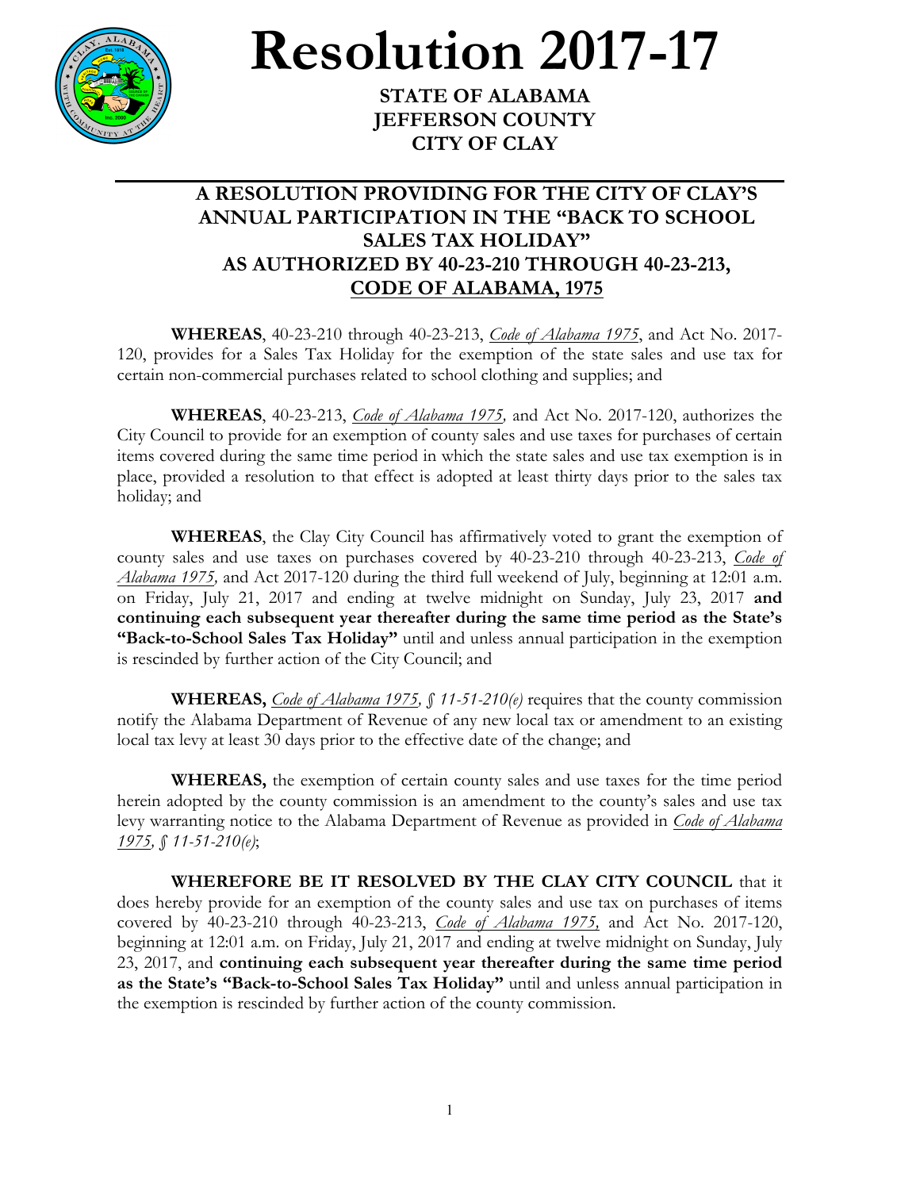# Resolution 2017-17

**STATE OF ALABAMA**
**JEFFERSON COUNTY**
**CITY OF CLAY**

---

## A RESOLUTION PROVIDING FOR THE CITY OF CLAY'S ANNUAL PARTICIPATION IN THE "BACK TO SCHOOL SALES TAX HOLIDAY" AS AUTHORIZED BY 40-23-210 THROUGH 40-23-213, CODE OF ALABAMA, 1975

**WHEREAS**, 40-23-210 through 40-23-213, *Code of Alabama 1975*, and Act No. 2017-120, provides for a Sales Tax Holiday for the exemption of the state sales and use tax for certain non-commercial purchases related to school clothing and supplies; and

**WHEREAS**, 40-23-213, *Code of Alabama 1975,* and Act No. 2017-120, authorizes the City Council to provide for an exemption of county sales and use taxes for purchases of certain items covered during the same time period in which the state sales and use tax exemption is in place, provided a resolution to that effect is adopted at least thirty days prior to the sales tax holiday; and

**WHEREAS**, the Clay City Council has affirmatively voted to grant the exemption of county sales and use taxes on purchases covered by 40-23-210 through 40-23-213, *Code of Alabama 1975,* and Act 2017-120 during the third full weekend of July, beginning at 12:01 a.m. on Friday, July 21, 2017 and ending at twelve midnight on Sunday, July 23, 2017 **and continuing each subsequent year thereafter during the same time period as the State's "Back-to-School Sales Tax Holiday"** until and unless annual participation in the exemption is rescinded by further action of the City Council; and

**WHEREAS,** *Code of Alabama 1975, § 11-51-210(e)* requires that the county commission notify the Alabama Department of Revenue of any new local tax or amendment to an existing local tax levy at least 30 days prior to the effective date of the change; and

**WHEREAS,** the exemption of certain county sales and use taxes for the time period herein adopted by the county commission is an amendment to the county's sales and use tax levy warranting notice to the Alabama Department of Revenue as provided in *Code of Alabama 1975, § 11-51-210(e)*;

**WHEREFORE BE IT RESOLVED BY THE CLAY CITY COUNCIL** that it does hereby provide for an exemption of the county sales and use tax on purchases of items covered by 40-23-210 through 40-23-213, *Code of Alabama 1975,* and Act No. 2017-120, beginning at 12:01 a.m. on Friday, July 21, 2017 and ending at twelve midnight on Sunday, July 23, 2017, and **continuing each subsequent year thereafter during the same time period as the State's "Back-to-School Sales Tax Holiday"** until and unless annual participation in the exemption is rescinded by further action of the county commission.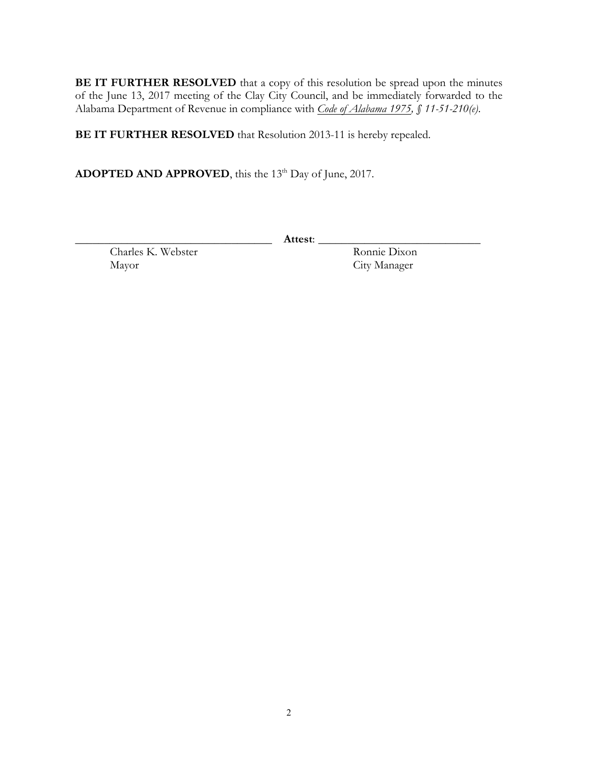**BE IT FURTHER RESOLVED** that a copy of this resolution be spread upon the minutes of the June 13, 2017 meeting of the Clay City Council, and be immediately forwarded to the Alabama Department of Revenue in compliance with *Code of Alabama 1975, § 11-51-210(e)*.

**BE IT FURTHER RESOLVED** that Resolution 2013-11 is hereby repealed.

**ADOPTED AND APPROVED**, this the 13th Day of June, 2017.

\_\_\_\_\_\_\_\_\_\_\_\_\_\_\_\_\_\_\_\_\_\_\_\_\_\_\_\_\_\_\_\_\_\_ **Attest**: \_\_\_\_\_\_\_\_\_\_\_\_\_\_\_\_\_\_\_\_\_\_\_\_\_\_\_\_\_\_

Charles K. Webster
Mayor

Ronnie Dixon
City Manager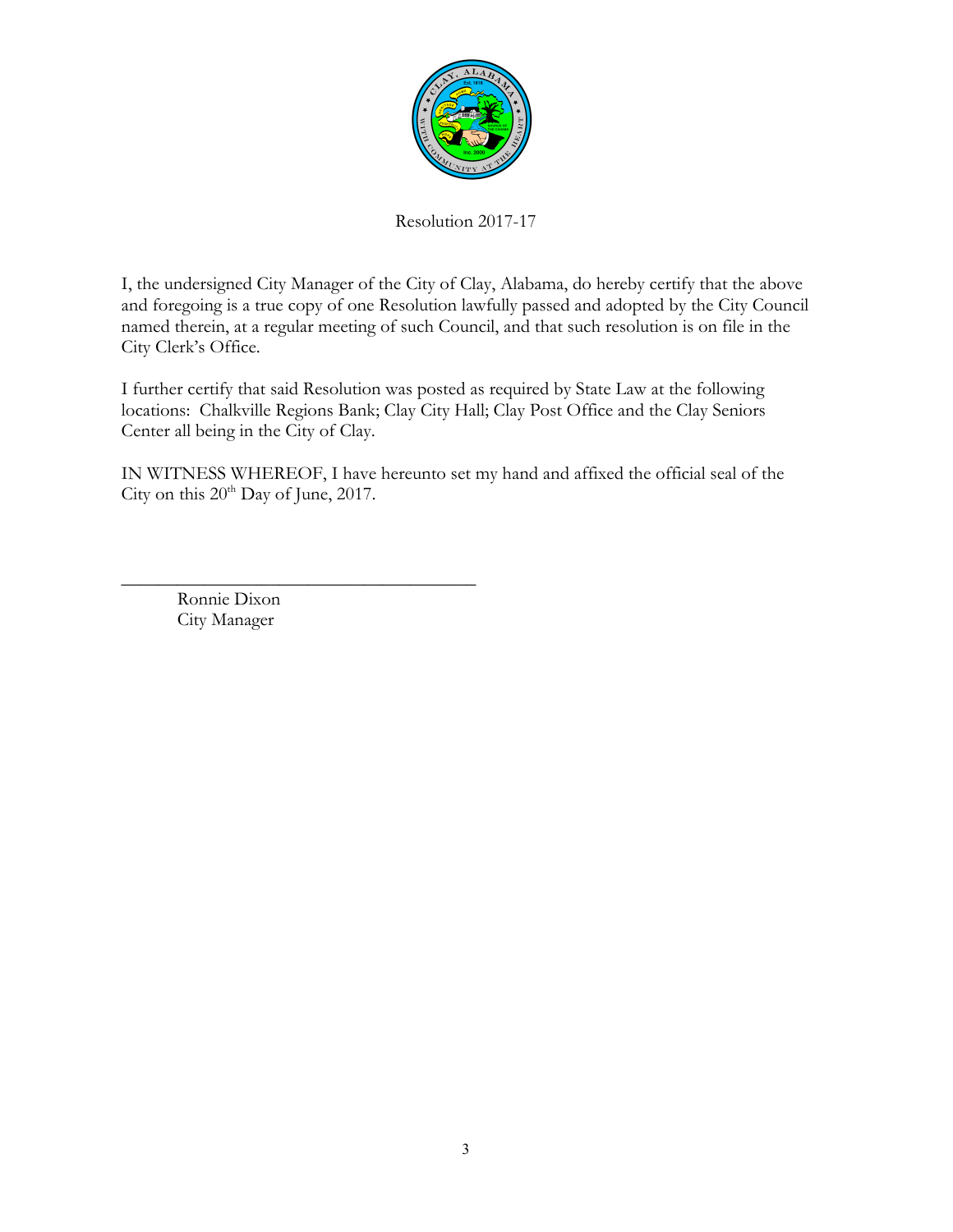Resolution 2017-17

I, the undersigned City Manager of the City of Clay, Alabama, do hereby certify that the above and foregoing is a true copy of one Resolution lawfully passed and adopted by the City Council named therein, at a regular meeting of such Council, and that such resolution is on file in the City Clerk's Office.

I further certify that said Resolution was posted as required by State Law at the following locations: Chalkville Regions Bank; Clay City Hall; Clay Post Office and the Clay Seniors Center all being in the City of Clay.

IN WITNESS WHEREOF, I have hereunto set my hand and affixed the official seal of the City on this 20th Day of June, 2017.

\_\_\_\_\_\_\_\_\_\_\_\_\_\_\_\_\_\_\_\_\_\_\_\_\_\_\_\_\_\_\_\_\_\_\_\_\_\_\_

Ronnie Dixon
City Manager